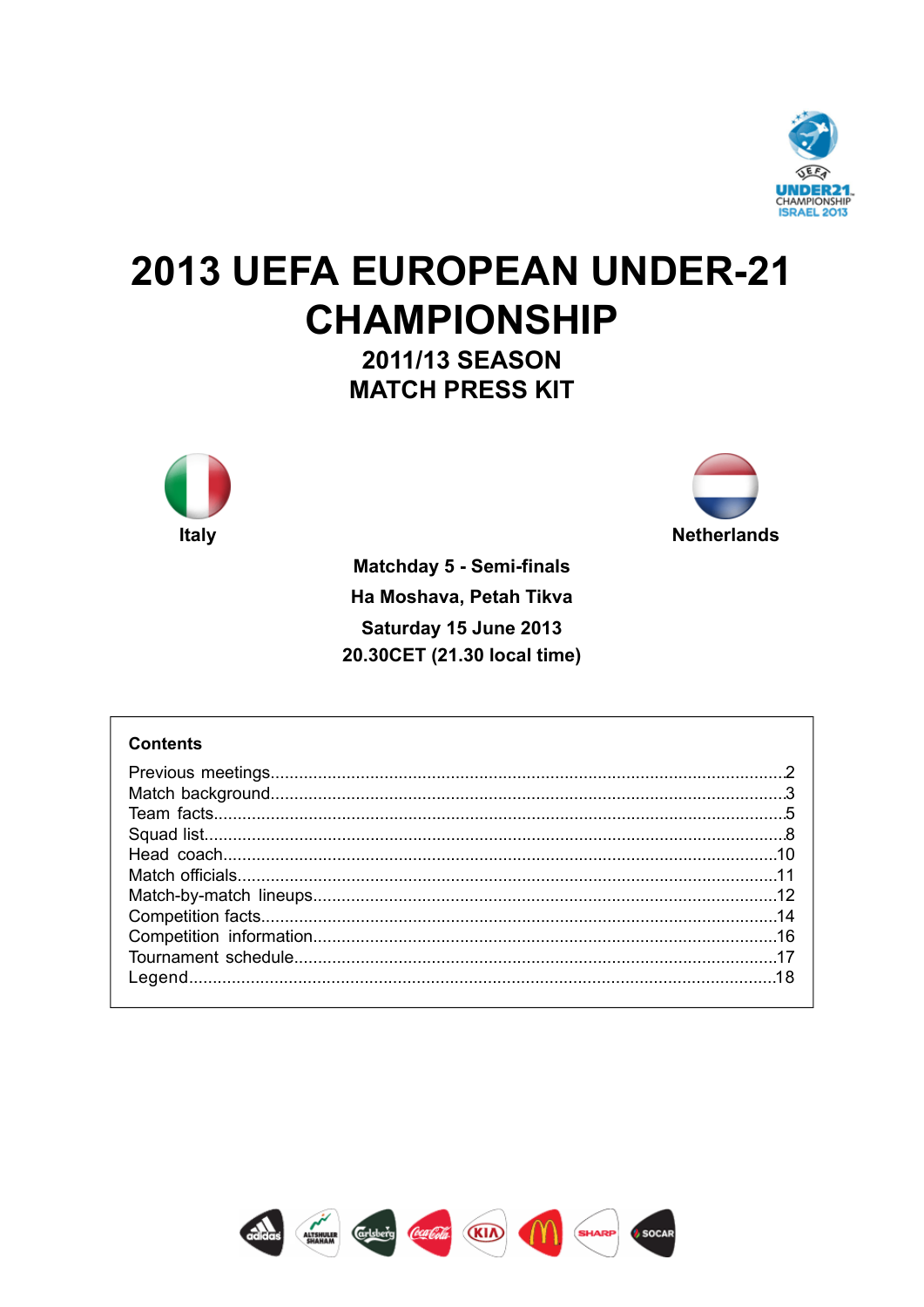# 2013 UEFA EUROPEAN UNDER-21 CHAMPIONSHIP

## 2011/13 SEASON
## MATCH PRESS KIT

**Italy** — **Netherlands**

**Matchday 5 - Semi-finals**

**Ha Moshava, Petah Tikva**

**Saturday 15 June 2013**

**20.30CET (21.30 local time)**

**Contents**

| | |
|---|---|
| Previous meetings | 2 |
| Match background | 3 |
| Team facts | 5 |
| Squad list | 8 |
| Head coach | 10 |
| Match officials | 11 |
| Match-by-match lineups | 12 |
| Competition facts | 14 |
| Competition information | 16 |
| Tournament schedule | 17 |
| Legend | 18 |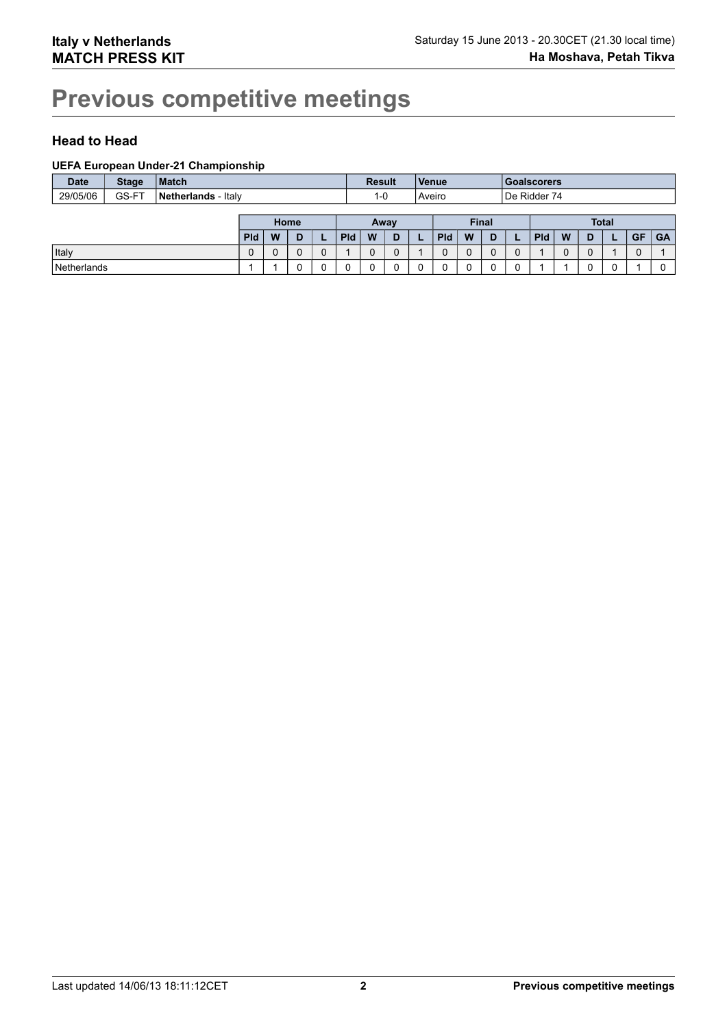# Previous competitive meetings

## Head to Head

### UEFA European Under-21 Championship

| Date | Stage | Match | Result | Venue | Goalscorers |
|---|---|---|---|---|---|
| 29/05/06 | GS-FT | **Netherlands** - Italy | 1-0 | Aveiro | De Ridder 74 |

| | Home | | | | Away | | | | Final | | | | Total | | | | | |
|---|---|---|---|---|---|---|---|---|---|---|---|---|---|---|---|---|---|---|
| | Pld | W | D | L | Pld | W | D | L | Pld | W | D | L | Pld | W | D | L | GF | GA |
| Italy | 0 | 0 | 0 | 0 | 1 | 0 | 0 | 1 | 0 | 0 | 0 | 0 | 1 | 0 | 0 | 1 | 0 | 1 |
| Netherlands | 1 | 1 | 0 | 0 | 0 | 0 | 0 | 0 | 0 | 0 | 0 | 0 | 1 | 1 | 0 | 0 | 1 | 0 |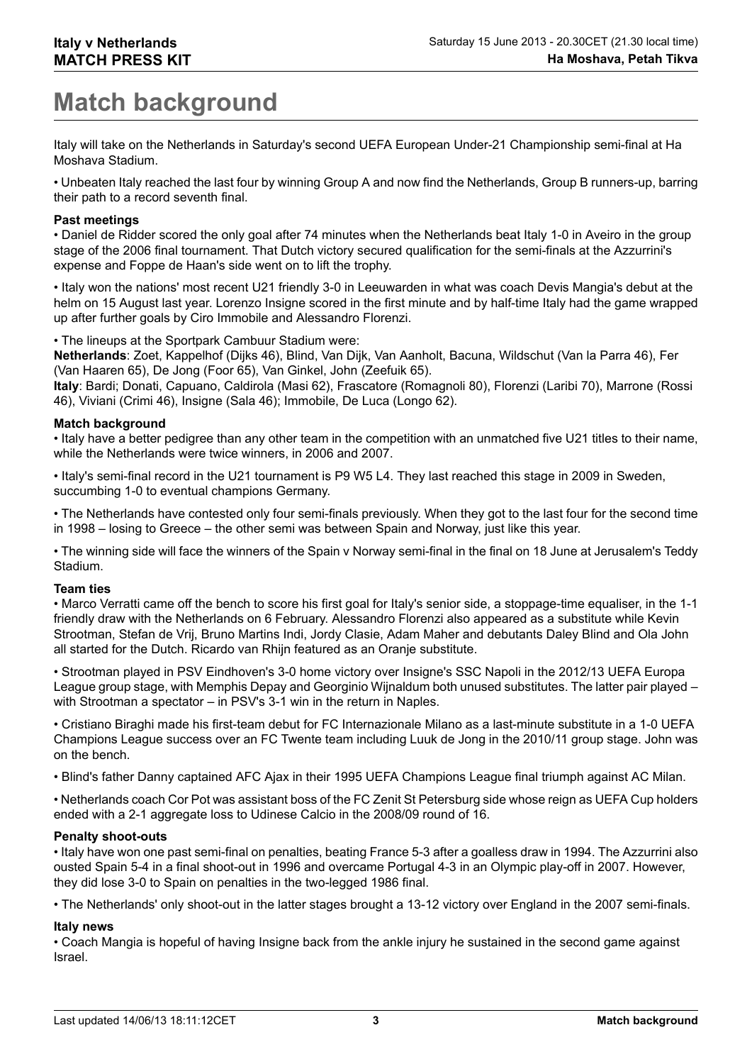# Match background

Italy will take on the Netherlands in Saturday's second UEFA European Under-21 Championship semi-final at Ha Moshava Stadium.

• Unbeaten Italy reached the last four by winning Group A and now find the Netherlands, Group B runners-up, barring their path to a record seventh final.

**Past meetings**

• Daniel de Ridder scored the only goal after 74 minutes when the Netherlands beat Italy 1-0 in Aveiro in the group stage of the 2006 final tournament. That Dutch victory secured qualification for the semi-finals at the Azzurrini's expense and Foppe de Haan's side went on to lift the trophy.

• Italy won the nations' most recent U21 friendly 3-0 in Leeuwarden in what was coach Devis Mangia's debut at the helm on 15 August last year. Lorenzo Insigne scored in the first minute and by half-time Italy had the game wrapped up after further goals by Ciro Immobile and Alessandro Florenzi.

• The lineups at the Sportpark Cambuur Stadium were:
**Netherlands**: Zoet, Kappelhof (Dijks 46), Blind, Van Dijk, Van Aanholt, Bacuna, Wildschut (Van la Parra 46), Fer (Van Haaren 65), De Jong (Foor 65), Van Ginkel, John (Zeefuik 65).
**Italy**: Bardi; Donati, Capuano, Caldirola (Masi 62), Frascatore (Romagnoli 80), Florenzi (Laribi 70), Marrone (Rossi 46), Viviani (Crimi 46), Insigne (Sala 46); Immobile, De Luca (Longo 62).

**Match background**

• Italy have a better pedigree than any other team in the competition with an unmatched five U21 titles to their name, while the Netherlands were twice winners, in 2006 and 2007.

• Italy's semi-final record in the U21 tournament is P9 W5 L4. They last reached this stage in 2009 in Sweden, succumbing 1-0 to eventual champions Germany.

• The Netherlands have contested only four semi-finals previously. When they got to the last four for the second time in 1998 – losing to Greece – the other semi was between Spain and Norway, just like this year.

• The winning side will face the winners of the Spain v Norway semi-final in the final on 18 June at Jerusalem's Teddy Stadium.

**Team ties**

• Marco Verratti came off the bench to score his first goal for Italy's senior side, a stoppage-time equaliser, in the 1-1 friendly draw with the Netherlands on 6 February. Alessandro Florenzi also appeared as a substitute while Kevin Strootman, Stefan de Vrij, Bruno Martins Indi, Jordy Clasie, Adam Maher and debutants Daley Blind and Ola John all started for the Dutch. Ricardo van Rhijn featured as an Oranje substitute.

• Strootman played in PSV Eindhoven's 3-0 home victory over Insigne's SSC Napoli in the 2012/13 UEFA Europa League group stage, with Memphis Depay and Georginio Wijnaldum both unused substitutes. The latter pair played – with Strootman a spectator – in PSV's 3-1 win in the return in Naples.

• Cristiano Biraghi made his first-team debut for FC Internazionale Milano as a last-minute substitute in a 1-0 UEFA Champions League success over an FC Twente team including Luuk de Jong in the 2010/11 group stage. John was on the bench.

• Blind's father Danny captained AFC Ajax in their 1995 UEFA Champions League final triumph against AC Milan.

• Netherlands coach Cor Pot was assistant boss of the FC Zenit St Petersburg side whose reign as UEFA Cup holders ended with a 2-1 aggregate loss to Udinese Calcio in the 2008/09 round of 16.

**Penalty shoot-outs**

• Italy have won one past semi-final on penalties, beating France 5-3 after a goalless draw in 1994. The Azzurrini also ousted Spain 5-4 in a final shoot-out in 1996 and overcame Portugal 4-3 in an Olympic play-off in 2007. However, they did lose 3-0 to Spain on penalties in the two-legged 1986 final.

• The Netherlands' only shoot-out in the latter stages brought a 13-12 victory over England in the 2007 semi-finals.

**Italy news**

• Coach Mangia is hopeful of having Insigne back from the ankle injury he sustained in the second game against Israel.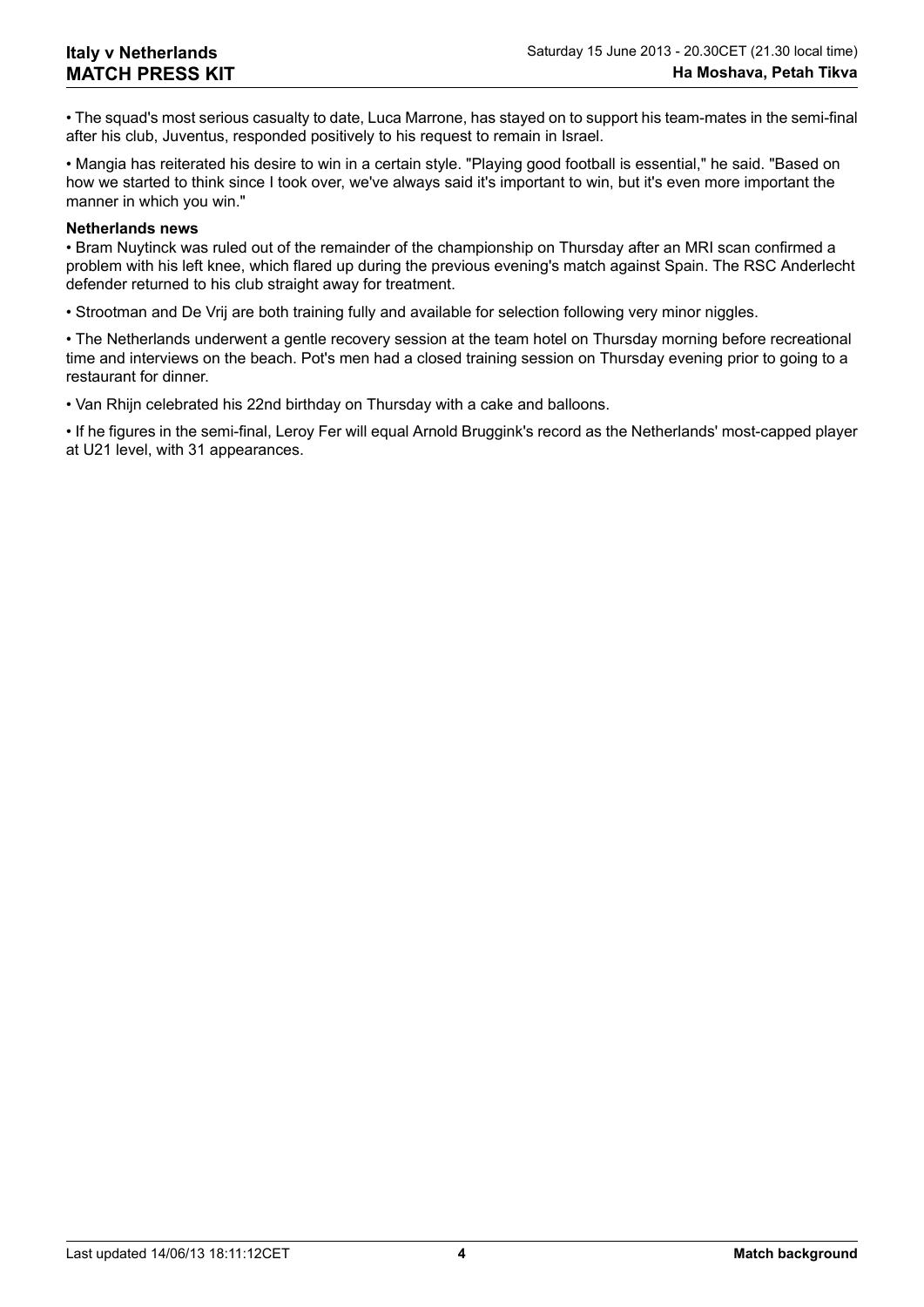• The squad's most serious casualty to date, Luca Marrone, has stayed on to support his team-mates in the semi-final after his club, Juventus, responded positively to his request to remain in Israel.

• Mangia has reiterated his desire to win in a certain style. "Playing good football is essential," he said. "Based on how we started to think since I took over, we've always said it's important to win, but it's even more important the manner in which you win."

**Netherlands news**

• Bram Nuytinck was ruled out of the remainder of the championship on Thursday after an MRI scan confirmed a problem with his left knee, which flared up during the previous evening's match against Spain. The RSC Anderlecht defender returned to his club straight away for treatment.

• Strootman and De Vrij are both training fully and available for selection following very minor niggles.

• The Netherlands underwent a gentle recovery session at the team hotel on Thursday morning before recreational time and interviews on the beach. Pot's men had a closed training session on Thursday evening prior to going to a restaurant for dinner.

• Van Rhijn celebrated his 22nd birthday on Thursday with a cake and balloons.

• If he figures in the semi-final, Leroy Fer will equal Arnold Bruggink's record as the Netherlands' most-capped player at U21 level, with 31 appearances.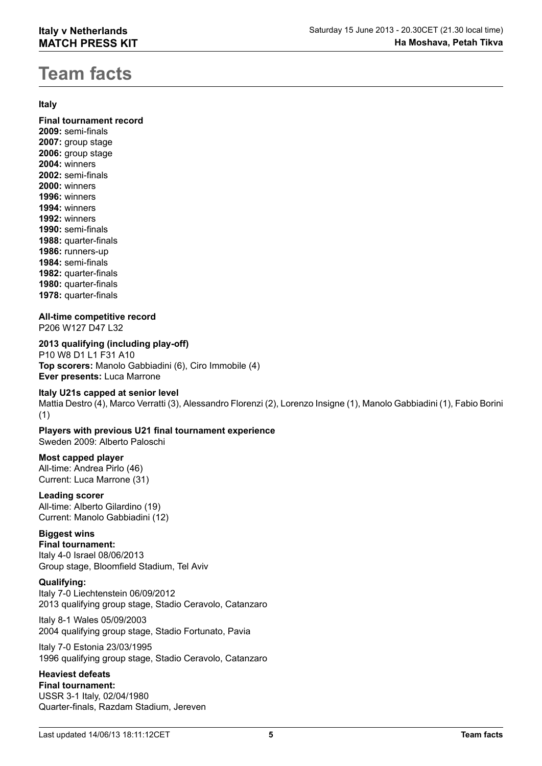# Team facts

**Italy**

**Final tournament record**
**2009:** semi-finals
**2007:** group stage
**2006:** group stage
**2004:** winners
**2002:** semi-finals
**2000:** winners
**1996:** winners
**1994:** winners
**1992:** winners
**1990:** semi-finals
**1988:** quarter-finals
**1986:** runners-up
**1984:** semi-finals
**1982:** quarter-finals
**1980:** quarter-finals
**1978:** quarter-finals

**All-time competitive record**
P206 W127 D47 L32

**2013 qualifying (including play-off)**
P10 W8 D1 L1 F31 A10
**Top scorers:** Manolo Gabbiadini (6), Ciro Immobile (4)
**Ever presents:** Luca Marrone

**Italy U21s capped at senior level**
Mattia Destro (4), Marco Verratti (3), Alessandro Florenzi (2), Lorenzo Insigne (1), Manolo Gabbiadini (1), Fabio Borini (1)

**Players with previous U21 final tournament experience**
Sweden 2009: Alberto Paloschi

**Most capped player**
All-time: Andrea Pirlo (46)
Current: Luca Marrone (31)

**Leading scorer**
All-time: Alberto Gilardino (19)
Current: Manolo Gabbiadini (12)

**Biggest wins**
**Final tournament:**
Italy 4-0 Israel 08/06/2013
Group stage, Bloomfield Stadium, Tel Aviv

**Qualifying:**
Italy 7-0 Liechtenstein 06/09/2012
2013 qualifying group stage, Stadio Ceravolo, Catanzaro

Italy 8-1 Wales 05/09/2003
2004 qualifying group stage, Stadio Fortunato, Pavia

Italy 7-0 Estonia 23/03/1995
1996 qualifying group stage, Stadio Ceravolo, Catanzaro

**Heaviest defeats**
**Final tournament:**
USSR 3-1 Italy, 02/04/1980
Quarter-finals, Razdam Stadium, Jereven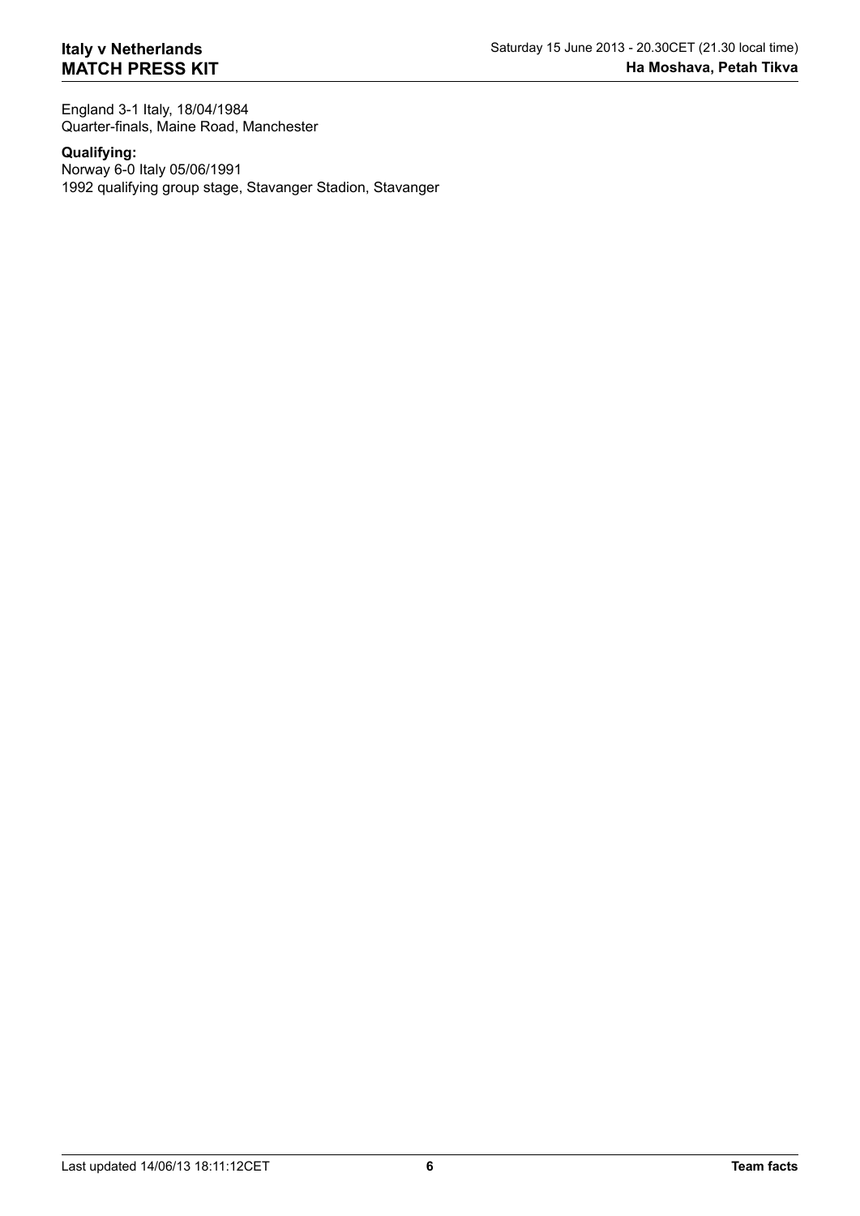England 3-1 Italy, 18/04/1984
Quarter-finals, Maine Road, Manchester

**Qualifying:**
Norway 6-0 Italy 05/06/1991
1992 qualifying group stage, Stavanger Stadion, Stavanger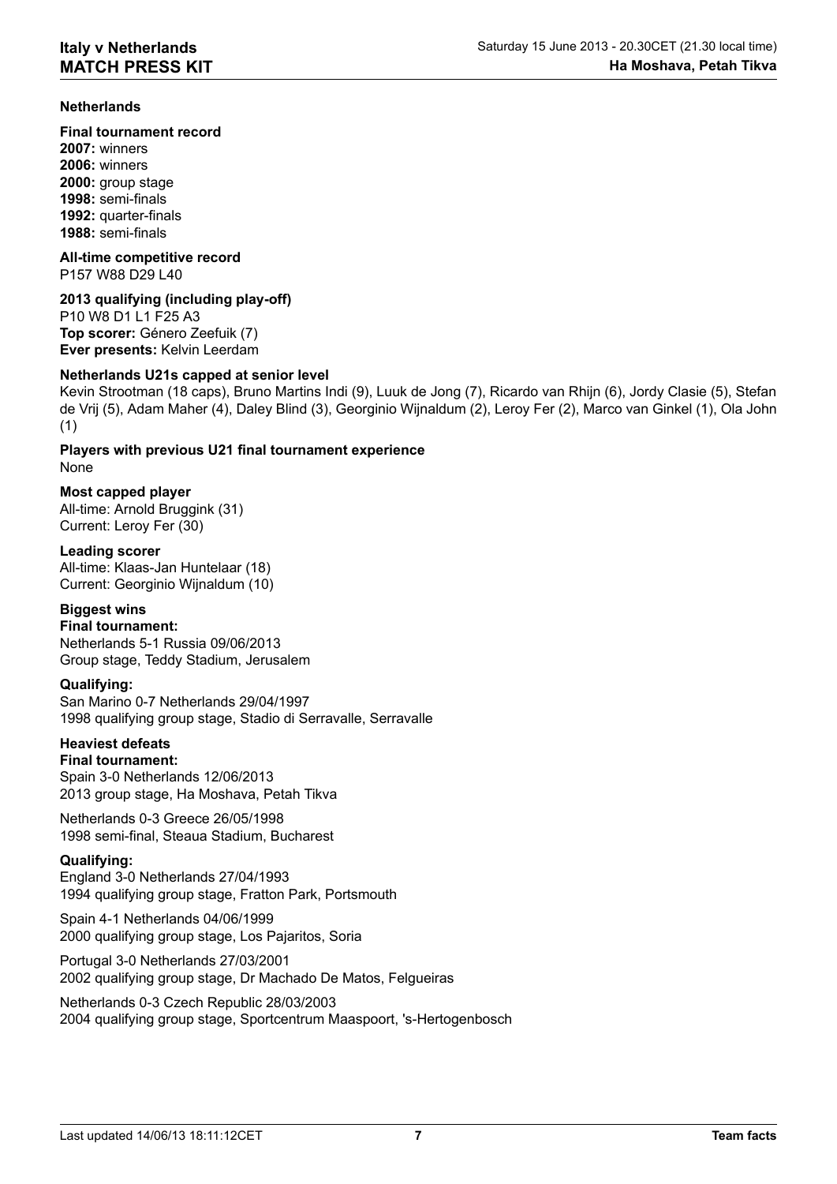## Netherlands

### Final tournament record

**2007:** winners
**2006:** winners
**2000:** group stage
**1998:** semi-finals
**1992:** quarter-finals
**1988:** semi-finals

### All-time competitive record

P157 W88 D29 L40

### 2013 qualifying (including play-off)

P10 W8 D1 L1 F25 A3
**Top scorer:** Génèro Zeefuik (7)
**Ever presents:** Kelvin Leerdam

### Netherlands U21s capped at senior level

Kevin Strootman (18 caps), Bruno Martins Indi (9), Luuk de Jong (7), Ricardo van Rhijn (6), Jordy Clasie (5), Stefan de Vrij (5), Adam Maher (4), Daley Blind (3), Georginio Wijnaldum (2), Leroy Fer (2), Marco van Ginkel (1), Ola John (1)

### Players with previous U21 final tournament experience

None

### Most capped player

All-time: Arnold Bruggink (31)
Current: Leroy Fer (30)

### Leading scorer

All-time: Klaas-Jan Huntelaar (18)
Current: Georginio Wijnaldum (10)

### Biggest wins

**Final tournament:**
Netherlands 5-1 Russia 09/06/2013
Group stage, Teddy Stadium, Jerusalem

**Qualifying:**
San Marino 0-7 Netherlands 29/04/1997
1998 qualifying group stage, Stadio di Serravalle, Serravalle

### Heaviest defeats

**Final tournament:**
Spain 3-0 Netherlands 12/06/2013
2013 group stage, Ha Moshava, Petah Tikva

Netherlands 0-3 Greece 26/05/1998
1998 semi-final, Steaua Stadium, Bucharest

**Qualifying:**
England 3-0 Netherlands 27/04/1993
1994 qualifying group stage, Fratton Park, Portsmouth

Spain 4-1 Netherlands 04/06/1999
2000 qualifying group stage, Los Pajaritos, Soria

Portugal 3-0 Netherlands 27/03/2001
2002 qualifying group stage, Dr Machado De Matos, Felgueiras

Netherlands 0-3 Czech Republic 28/03/2003
2004 qualifying group stage, Sportcentrum Maaspoort, 's-Hertogenbosch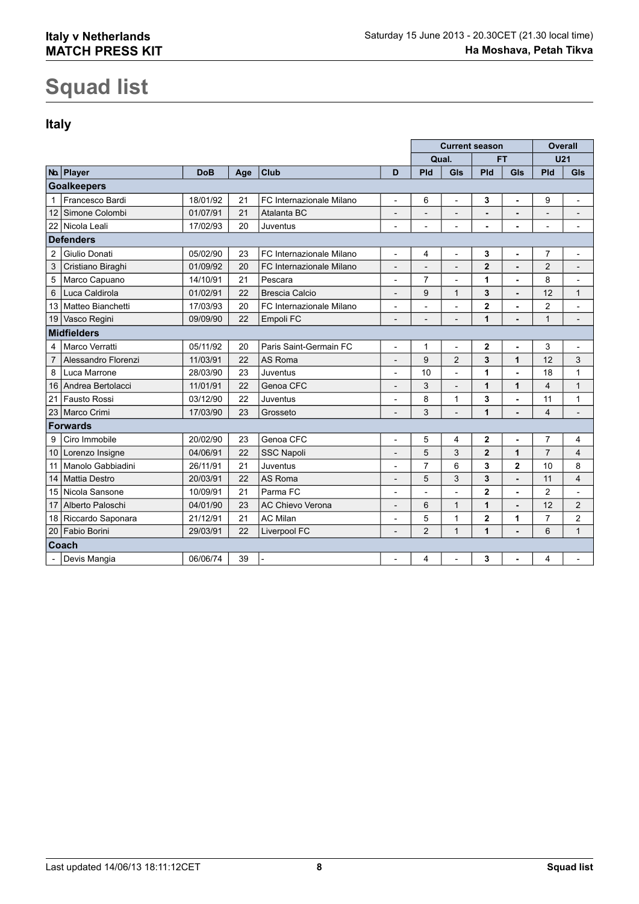# Squad list

## Italy

| | | | | | | Current season | | | | Overall | |
|---|---|---|---|---|---|---|---|---|---|---|---|
| | | | | | | Qual. | | FT | | U21 | |
| No. | Player | DoB | Age | Club | D | Pld | Gls | Pld | Gls | Pld | Gls |
| **Goalkeepers** | | | | | | | | | | | |
| 1 | Francesco Bardi | 18/01/92 | 21 | FC Internazionale Milano | - | 6 | - | **3** | **-** | 9 | - |
| 12 | Simone Colombi | 01/07/91 | 21 | Atalanta BC | - | - | - | **-** | **-** | - | - |
| 22 | Nicola Leali | 17/02/93 | 20 | Juventus | - | - | - | **-** | **-** | - | - |
| **Defenders** | | | | | | | | | | | |
| 2 | Giulio Donati | 05/02/90 | 23 | FC Internazionale Milano | - | 4 | - | **3** | **-** | 7 | - |
| 3 | Cristiano Biraghi | 01/09/92 | 20 | FC Internazionale Milano | - | - | - | **2** | **-** | 2 | - |
| 5 | Marco Capuano | 14/10/91 | 21 | Pescara | - | 7 | - | **1** | **-** | 8 | - |
| 6 | Luca Caldirola | 01/02/91 | 22 | Brescia Calcio | - | 9 | 1 | **3** | **-** | 12 | 1 |
| 13 | Matteo Bianchetti | 17/03/93 | 20 | FC Internazionale Milano | - | - | - | **2** | **-** | 2 | - |
| 19 | Vasco Regini | 09/09/90 | 22 | Empoli FC | - | - | - | **1** | **-** | 1 | - |
| **Midfielders** | | | | | | | | | | | |
| 4 | Marco Verratti | 05/11/92 | 20 | Paris Saint-Germain FC | - | 1 | - | **2** | **-** | 3 | - |
| 7 | Alessandro Florenzi | 11/03/91 | 22 | AS Roma | - | 9 | 2 | **3** | **1** | 12 | 3 |
| 8 | Luca Marrone | 28/03/90 | 23 | Juventus | - | 10 | - | **1** | **-** | 18 | 1 |
| 16 | Andrea Bertolacci | 11/01/91 | 22 | Genoa CFC | - | 3 | - | **1** | **1** | 4 | 1 |
| 21 | Fausto Rossi | 03/12/90 | 22 | Juventus | - | 8 | 1 | **3** | **-** | 11 | 1 |
| 23 | Marco Crimi | 17/03/90 | 23 | Grosseto | - | 3 | - | **1** | **-** | 4 | - |
| **Forwards** | | | | | | | | | | | |
| 9 | Ciro Immobile | 20/02/90 | 23 | Genoa CFC | - | 5 | 4 | **2** | **-** | 7 | 4 |
| 10 | Lorenzo Insigne | 04/06/91 | 22 | SSC Napoli | - | 5 | 3 | **2** | **1** | 7 | 4 |
| 11 | Manolo Gabbiadini | 26/11/91 | 21 | Juventus | - | 7 | 6 | **3** | **2** | 10 | 8 |
| 14 | Mattia Destro | 20/03/91 | 22 | AS Roma | - | 5 | 3 | **3** | **-** | 11 | 4 |
| 15 | Nicola Sansone | 10/09/91 | 21 | Parma FC | - | - | - | **2** | **-** | 2 | - |
| 17 | Alberto Paloschi | 04/01/90 | 23 | AC Chievo Verona | - | 6 | 1 | **1** | **-** | 12 | 2 |
| 18 | Riccardo Saponara | 21/12/91 | 21 | AC Milan | - | 5 | 1 | **2** | **1** | 7 | 2 |
| 20 | Fabio Borini | 29/03/91 | 22 | Liverpool FC | - | 2 | 1 | **1** | **-** | 6 | 1 |
| **Coach** | | | | | | | | | | | |
| - | Devis Mangia | 06/06/74 | 39 | - | - | 4 | - | **3** | **-** | 4 | - |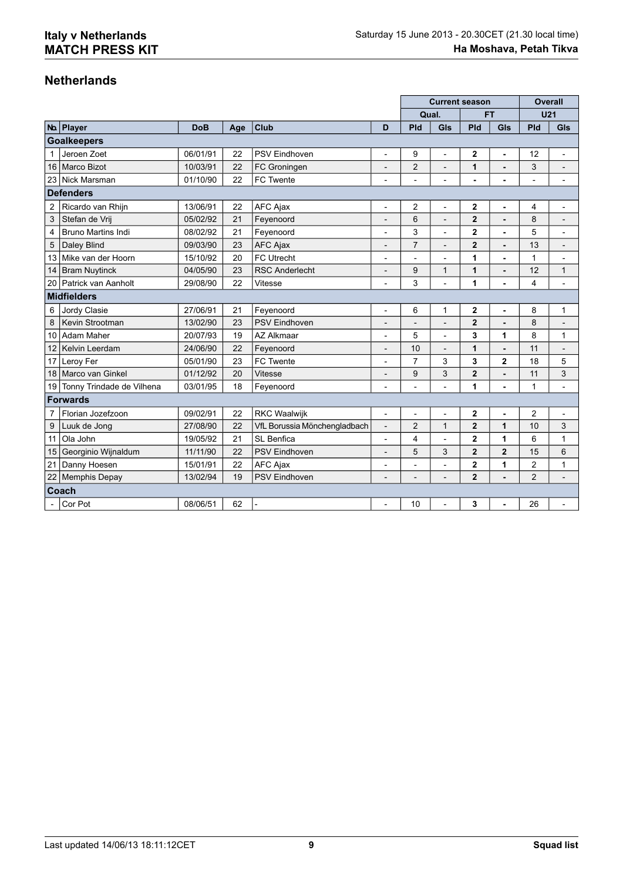## Netherlands

| No. | Player | DoB | Age | Club | D | Current season | | | | Overall | |
|---|---|---|---|---|---|---|---|---|---|---|---|
| | | | | | | Qual. | | FT | | U21 | |
| | | | | | | Pld | Gls | Pld | Gls | Pld | Gls |
| **Goalkeepers** | | | | | | | | | | | |
| 1 | Jeroen Zoet | 06/01/91 | 22 | PSV Eindhoven | - | 9 | - | **2** | **-** | 12 | - |
| 16 | Marco Bizot | 10/03/91 | 22 | FC Groningen | - | 2 | - | **1** | **-** | 3 | - |
| 23 | Nick Marsman | 01/10/90 | 22 | FC Twente | - | - | - | **-** | **-** | - | - |
| **Defenders** | | | | | | | | | | | |
| 2 | Ricardo van Rhijn | 13/06/91 | 22 | AFC Ajax | - | 2 | - | **2** | **-** | 4 | - |
| 3 | Stefan de Vrij | 05/02/92 | 21 | Feyenoord | - | 6 | - | **2** | **-** | 8 | - |
| 4 | Bruno Martins Indi | 08/02/92 | 21 | Feyenoord | - | 3 | - | **2** | **-** | 5 | - |
| 5 | Daley Blind | 09/03/90 | 23 | AFC Ajax | - | 7 | - | **2** | **-** | 13 | - |
| 13 | Mike van der Hoorn | 15/10/92 | 20 | FC Utrecht | - | - | - | **1** | **-** | 1 | - |
| 14 | Bram Nuytinck | 04/05/90 | 23 | RSC Anderlecht | - | 9 | 1 | **1** | **-** | 12 | 1 |
| 20 | Patrick van Aanholt | 29/08/90 | 22 | Vitesse | - | 3 | - | **1** | **-** | 4 | - |
| **Midfielders** | | | | | | | | | | | |
| 6 | Jordy Clasie | 27/06/91 | 21 | Feyenoord | - | 6 | 1 | **2** | **-** | 8 | 1 |
| 8 | Kevin Strootman | 13/02/90 | 23 | PSV Eindhoven | - | - | - | **2** | **-** | 8 | - |
| 10 | Adam Maher | 20/07/93 | 19 | AZ Alkmaar | - | 5 | - | **3** | **1** | 8 | 1 |
| 12 | Kelvin Leerdam | 24/06/90 | 22 | Feyenoord | - | 10 | - | **1** | **-** | 11 | - |
| 17 | Leroy Fer | 05/01/90 | 23 | FC Twente | - | 7 | 3 | **3** | **2** | 18 | 5 |
| 18 | Marco van Ginkel | 01/12/92 | 20 | Vitesse | - | 9 | 3 | **2** | **-** | 11 | 3 |
| 19 | Tonny Trindade de Vilhena | 03/01/95 | 18 | Feyenoord | - | - | - | **1** | **-** | 1 | - |
| **Forwards** | | | | | | | | | | | |
| 7 | Florian Jozefzoon | 09/02/91 | 22 | RKC Waalwijk | - | - | - | **2** | **-** | 2 | - |
| 9 | Luuk de Jong | 27/08/90 | 22 | VfL Borussia Mönchengladbach | - | 2 | 1 | **2** | **1** | 10 | 3 |
| 11 | Ola John | 19/05/92 | 21 | SL Benfica | - | 4 | - | **2** | **1** | 6 | 1 |
| 15 | Georginio Wijnaldum | 11/11/90 | 22 | PSV Eindhoven | - | 5 | 3 | **2** | **2** | 15 | 6 |
| 21 | Danny Hoesen | 15/01/91 | 22 | AFC Ajax | - | - | - | **2** | **1** | 2 | 1 |
| 22 | Memphis Depay | 13/02/94 | 19 | PSV Eindhoven | - | - | - | **2** | **-** | 2 | - |
| **Coach** | | | | | | | | | | | |
| - | Cor Pot | 08/06/51 | 62 | - | - | 10 | - | **3** | **-** | 26 | - |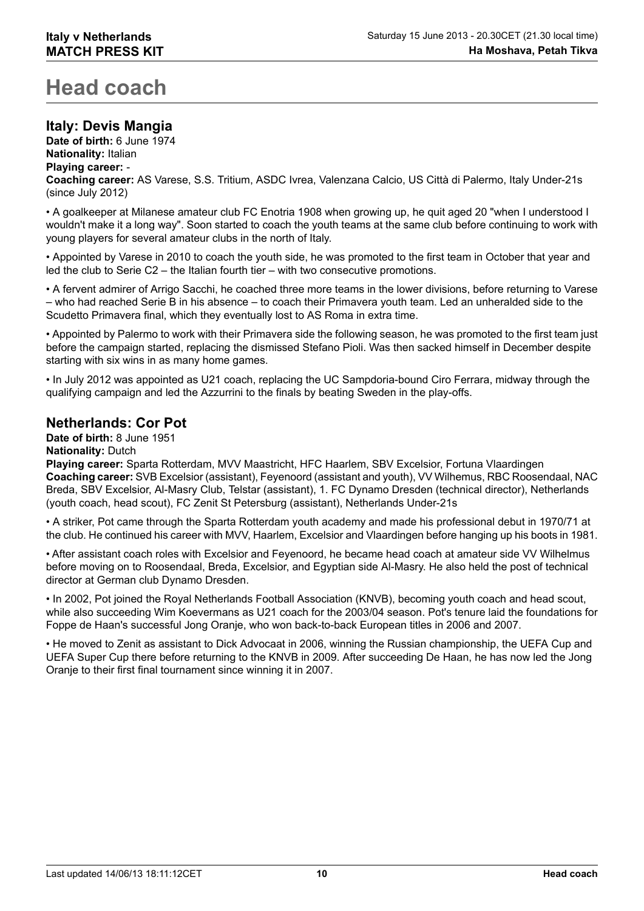# Head coach

## Italy: Devis Mangia

**Date of birth:** 6 June 1974
**Nationality:** Italian
**Playing career:** -
**Coaching career:** AS Varese, S.S. Tritium, ASDC Ivrea, Valenzana Calcio, US Città di Palermo, Italy Under-21s (since July 2012)

• A goalkeeper at Milanese amateur club FC Enotria 1908 when growing up, he quit aged 20 "when I understood I wouldn't make it a long way". Soon started to coach the youth teams at the same club before continuing to work with young players for several amateur clubs in the north of Italy.

• Appointed by Varese in 2010 to coach the youth side, he was promoted to the first team in October that year and led the club to Serie C2 – the Italian fourth tier – with two consecutive promotions.

• A fervent admirer of Arrigo Sacchi, he coached three more teams in the lower divisions, before returning to Varese – who had reached Serie B in his absence – to coach their Primavera youth team. Led an unheralded side to the Scudetto Primavera final, which they eventually lost to AS Roma in extra time.

• Appointed by Palermo to work with their Primavera side the following season, he was promoted to the first team just before the campaign started, replacing the dismissed Stefano Pioli. Was then sacked himself in December despite starting with six wins in as many home games.

• In July 2012 was appointed as U21 coach, replacing the UC Sampdoria-bound Ciro Ferrara, midway through the qualifying campaign and led the Azzurrini to the finals by beating Sweden in the play-offs.

## Netherlands: Cor Pot

**Date of birth:** 8 June 1951
**Nationality:** Dutch
**Playing career:** Sparta Rotterdam, MVV Maastricht, HFC Haarlem, SBV Excelsior, Fortuna Vlaardingen
**Coaching career:** SVB Excelsior (assistant), Feyenoord (assistant and youth), VV Wilhemus, RBC Roosendaal, NAC Breda, SBV Excelsior, Al-Masry Club, Telstar (assistant), 1. FC Dynamo Dresden (technical director), Netherlands (youth coach, head scout), FC Zenit St Petersburg (assistant), Netherlands Under-21s

• A striker, Pot came through the Sparta Rotterdam youth academy and made his professional debut in 1970/71 at the club. He continued his career with MVV, Haarlem, Excelsior and Vlaardingen before hanging up his boots in 1981.

• After assistant coach roles with Excelsior and Feyenoord, he became head coach at amateur side VV Wilhelmus before moving on to Roosendaal, Breda, Excelsior, and Egyptian side Al-Masry. He also held the post of technical director at German club Dynamo Dresden.

• In 2002, Pot joined the Royal Netherlands Football Association (KNVB), becoming youth coach and head scout, while also succeeding Wim Koevermans as U21 coach for the 2003/04 season. Pot's tenure laid the foundations for Foppe de Haan's successful Jong Oranje, who won back-to-back European titles in 2006 and 2007.

• He moved to Zenit as assistant to Dick Advocaat in 2006, winning the Russian championship, the UEFA Cup and UEFA Super Cup there before returning to the KNVB in 2009. After succeeding De Haan, he has now led the Jong Oranje to their first final tournament since winning it in 2007.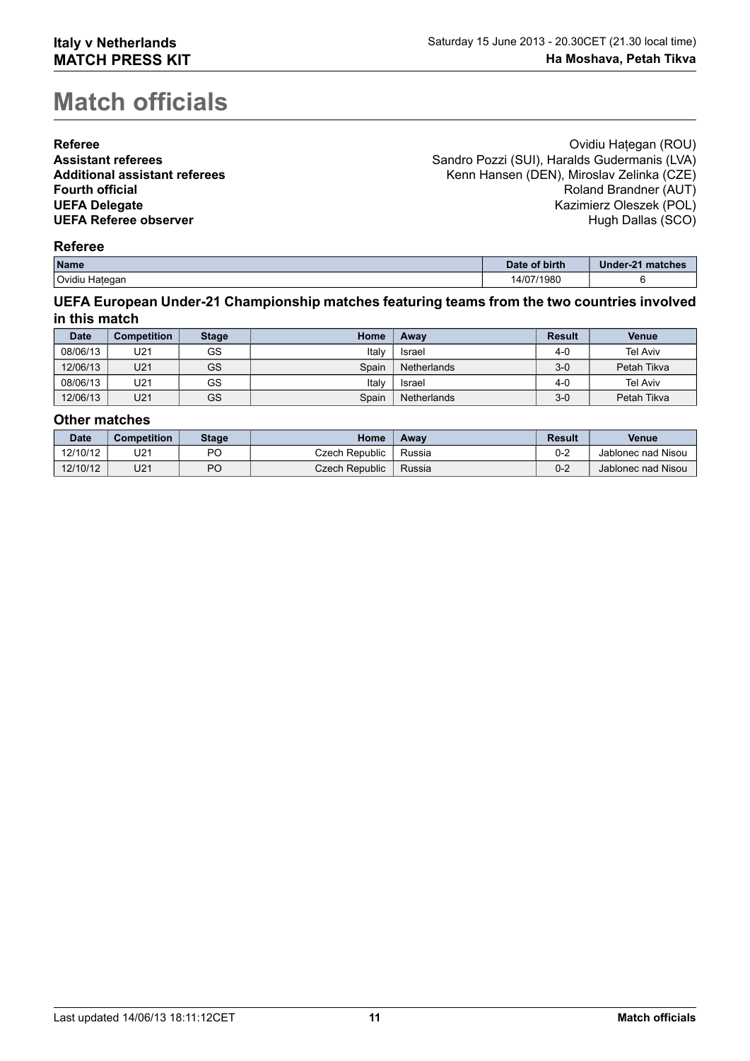# Match officials

**Referee** Ovidiu Hațegan (ROU)
**Assistant referees** Sandro Pozzi (SUI), Haralds Gudermanis (LVA)
**Additional assistant referees** Kenn Hansen (DEN), Miroslav Zelinka (CZE)
**Fourth official** Roland Brandner (AUT)
**UEFA Delegate** Kazimierz Oleszek (POL)
**UEFA Referee observer** Hugh Dallas (SCO)

### Referee

| Name | Date of birth | Under-21 matches |
| --- | --- | --- |
| Ovidiu Hațegan | 14/07/1980 | 6 |

### UEFA European Under-21 Championship matches featuring teams from the two countries involved in this match

| Date | Competition | Stage | Home | Away | Result | Venue |
| --- | --- | --- | --- | --- | --- | --- |
| 08/06/13 | U21 | GS | Italy | Israel | 4-0 | Tel Aviv |
| 12/06/13 | U21 | GS | Spain | Netherlands | 3-0 | Petah Tikva |
| 08/06/13 | U21 | GS | Italy | Israel | 4-0 | Tel Aviv |
| 12/06/13 | U21 | GS | Spain | Netherlands | 3-0 | Petah Tikva |

### Other matches

| Date | Competition | Stage | Home | Away | Result | Venue |
| --- | --- | --- | --- | --- | --- | --- |
| 12/10/12 | U21 | PO | Czech Republic | Russia | 0-2 | Jablonec nad Nisou |
| 12/10/12 | U21 | PO | Czech Republic | Russia | 0-2 | Jablonec nad Nisou |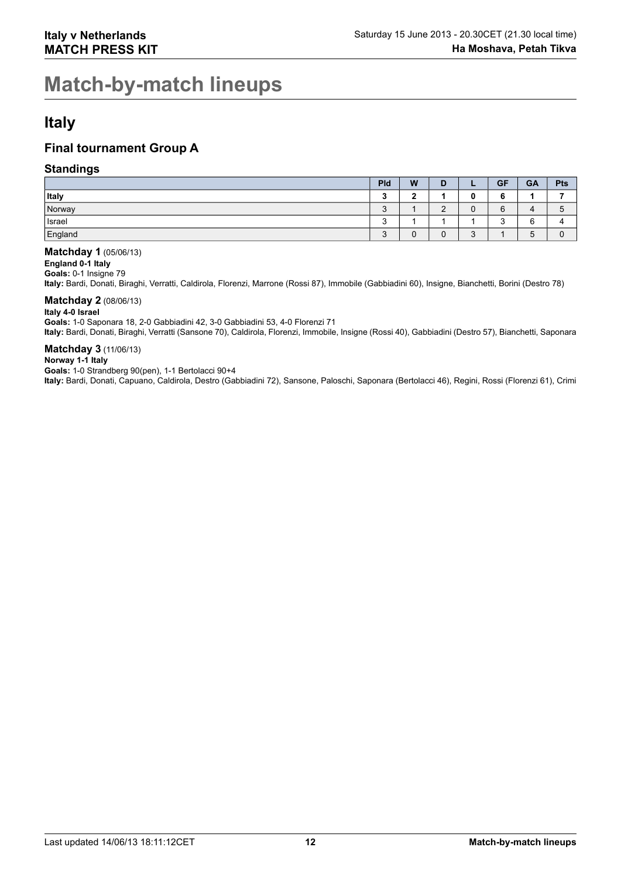# Match-by-match lineups

## Italy

### Final tournament Group A

#### Standings

| | Pld | W | D | L | GF | GA | Pts |
|---|---|---|---|---|---|---|---|
| **Italy** | **3** | **2** | **1** | **0** | **6** | **1** | **7** |
| Norway | 3 | 1 | 2 | 0 | 6 | 4 | 5 |
| Israel | 3 | 1 | 1 | 1 | 3 | 6 | 4 |
| England | 3 | 0 | 0 | 3 | 1 | 5 | 0 |

**Matchday 1** (05/06/13)

**England 0-1 Italy**

**Goals:** 0-1 Insigne 79

**Italy:** Bardi, Donati, Biraghi, Verratti, Caldirola, Florenzi, Marrone (Rossi 87), Immobile (Gabbiadini 60), Insigne, Bianchetti, Borini (Destro 78)

**Matchday 2** (08/06/13)

**Italy 4-0 Israel**

**Goals:** 1-0 Saponara 18, 2-0 Gabbiadini 42, 3-0 Gabbiadini 53, 4-0 Florenzi 71

**Italy:** Bardi, Donati, Biraghi, Verratti (Sansone 70), Caldirola, Florenzi, Immobile, Insigne (Rossi 40), Gabbiadini (Destro 57), Bianchetti, Saponara

**Matchday 3** (11/06/13)

**Norway 1-1 Italy**

**Goals:** 1-0 Strandberg 90(pen), 1-1 Bertolacci 90+4

**Italy:** Bardi, Donati, Capuano, Caldirola, Destro (Gabbiadini 72), Sansone, Paloschi, Saponara (Bertolacci 46), Regini, Rossi (Florenzi 61), Crimi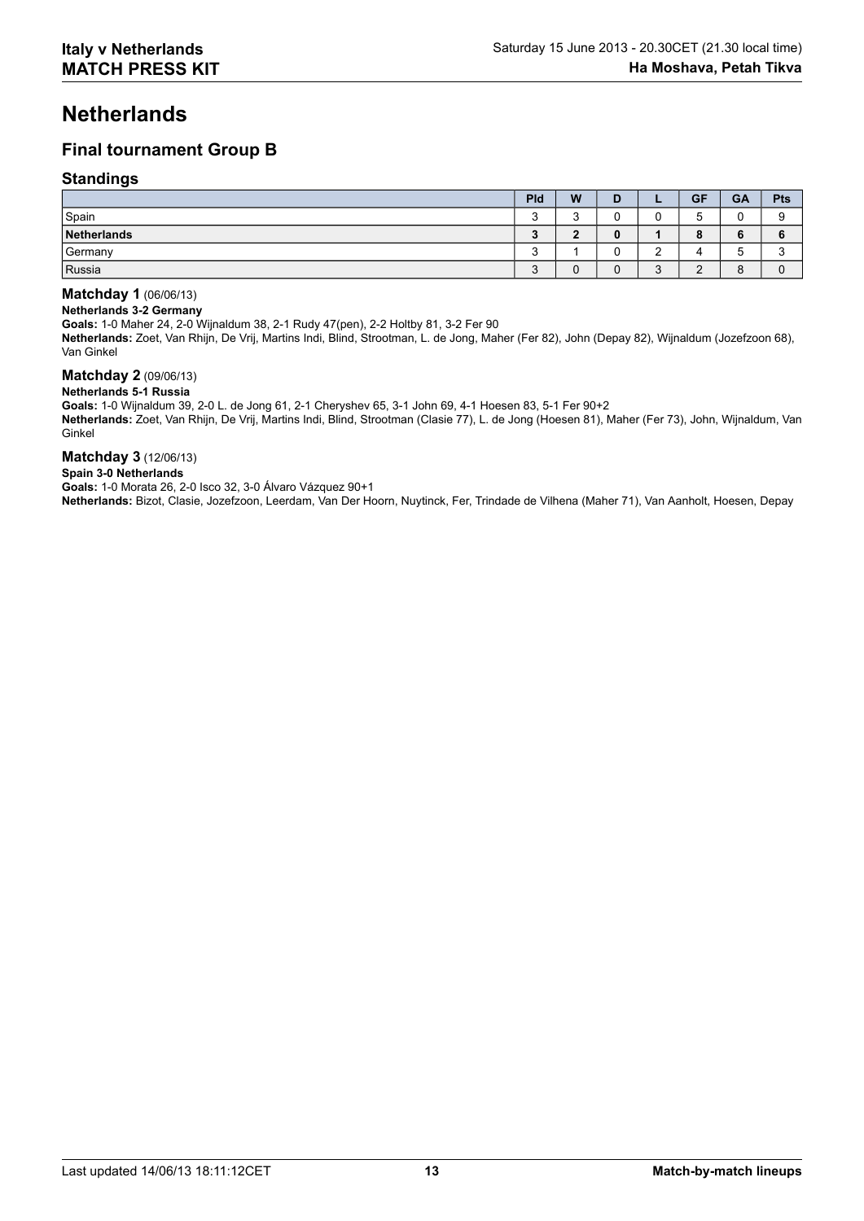# Netherlands

## Final tournament Group B

### Standings

| | Pld | W | D | L | GF | GA | Pts |
|---|---|---|---|---|---|---|---|
| Spain | 3 | 3 | 0 | 0 | 5 | 0 | 9 |
| **Netherlands** | **3** | **2** | **0** | **1** | **8** | **6** | **6** |
| Germany | 3 | 1 | 0 | 2 | 4 | 5 | 3 |
| Russia | 3 | 0 | 0 | 3 | 2 | 8 | 0 |

### Matchday 1 (06/06/13)

**Netherlands 3-2 Germany**

**Goals:** 1-0 Maher 24, 2-0 Wijnaldum 38, 2-1 Rudy 47(pen), 2-2 Holtby 81, 3-2 Fer 90

**Netherlands:** Zoet, Van Rhijn, De Vrij, Martins Indi, Blind, Strootman, L. de Jong, Maher (Fer 82), John (Depay 82), Wijnaldum (Jozefzoon 68), Van Ginkel

### Matchday 2 (09/06/13)

**Netherlands 5-1 Russia**

**Goals:** 1-0 Wijnaldum 39, 2-0 L. de Jong 61, 2-1 Cheryshev 65, 3-1 John 69, 4-1 Hoesen 83, 5-1 Fer 90+2

**Netherlands:** Zoet, Van Rhijn, De Vrij, Martins Indi, Blind, Strootman (Clasie 77), L. de Jong (Hoesen 81), Maher (Fer 73), John, Wijnaldum, Van Ginkel

### Matchday 3 (12/06/13)

**Spain 3-0 Netherlands**

**Goals:** 1-0 Morata 26, 2-0 Isco 32, 3-0 Álvaro Vázquez 90+1

**Netherlands:** Bizot, Clasie, Jozefzoon, Leerdam, Van Der Hoorn, Nuytinck, Fer, Trindade de Vilhena (Maher 71), Van Aanholt, Hoesen, Depay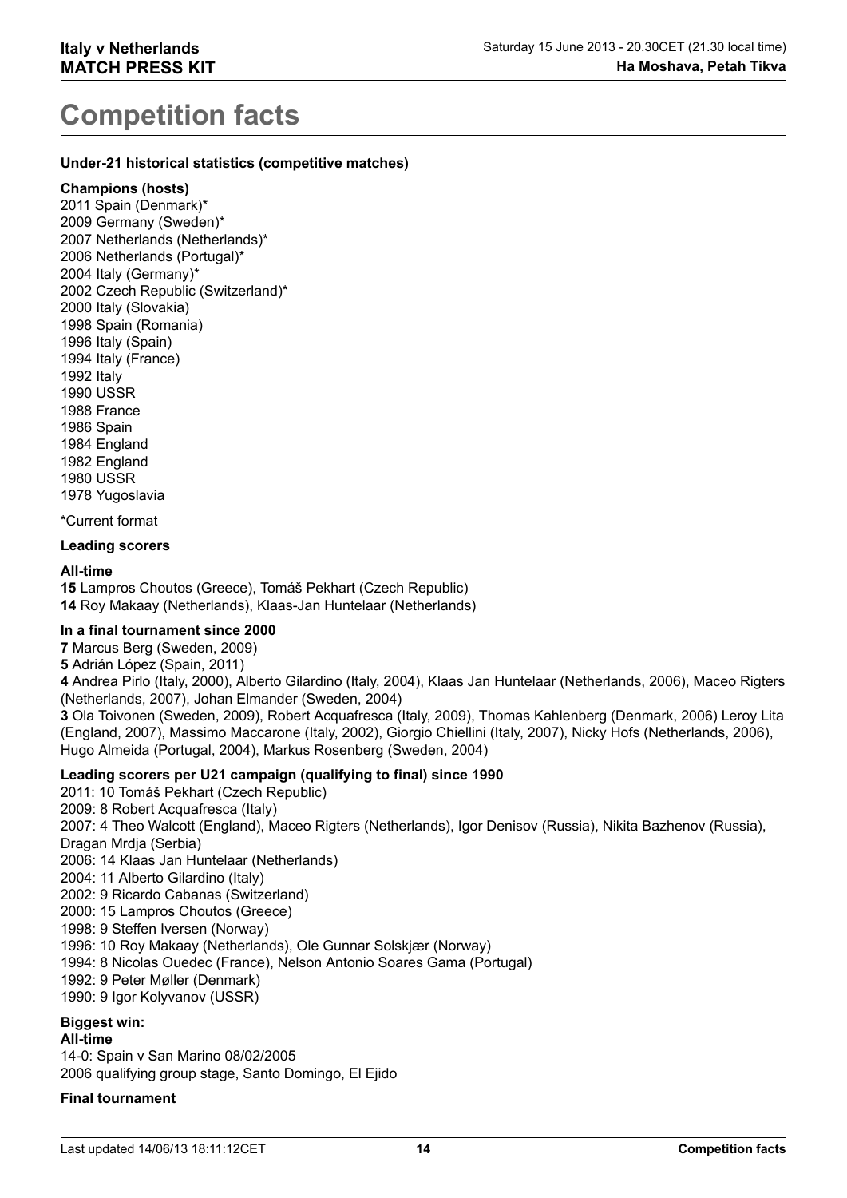# Competition facts

**Under-21 historical statistics (competitive matches)**

**Champions (hosts)**
2011 Spain (Denmark)*
2009 Germany (Sweden)*
2007 Netherlands (Netherlands)*
2006 Netherlands (Portugal)*
2004 Italy (Germany)*
2002 Czech Republic (Switzerland)*
2000 Italy (Slovakia)
1998 Spain (Romania)
1996 Italy (Spain)
1994 Italy (France)
1992 Italy
1990 USSR
1988 France
1986 Spain
1984 England
1982 England
1980 USSR
1978 Yugoslavia

*Current format

**Leading scorers**

**All-time**
**15** Lampros Choutos (Greece), Tomáš Pekhart (Czech Republic)
**14** Roy Makaay (Netherlands), Klaas-Jan Huntelaar (Netherlands)

**In a final tournament since 2000**
**7** Marcus Berg (Sweden, 2009)
**5** Adrián López (Spain, 2011)
**4** Andrea Pirlo (Italy, 2000), Alberto Gilardino (Italy, 2004), Klaas Jan Huntelaar (Netherlands, 2006), Maceo Rigters (Netherlands, 2007), Johan Elmander (Sweden, 2004)
**3** Ola Toivonen (Sweden, 2009), Robert Acquafresca (Italy, 2009), Thomas Kahlenberg (Denmark, 2006) Leroy Lita (England, 2007), Massimo Maccarone (Italy, 2002), Giorgio Chiellini (Italy, 2007), Nicky Hofs (Netherlands, 2006), Hugo Almeida (Portugal, 2004), Markus Rosenberg (Sweden, 2004)

**Leading scorers per U21 campaign (qualifying to final) since 1990**
2011: 10 Tomáš Pekhart (Czech Republic)
2009: 8 Robert Acquafresca (Italy)
2007: 4 Theo Walcott (England), Maceo Rigters (Netherlands), Igor Denisov (Russia), Nikita Bazhenov (Russia), Dragan Mrdja (Serbia)
2006: 14 Klaas Jan Huntelaar (Netherlands)
2004: 11 Alberto Gilardino (Italy)
2002: 9 Ricardo Cabanas (Switzerland)
2000: 15 Lampros Choutos (Greece)
1998: 9 Steffen Iversen (Norway)
1996: 10 Roy Makaay (Netherlands), Ole Gunnar Solskjær (Norway)
1994: 8 Nicolas Ouedec (France), Nelson Antonio Soares Gama (Portugal)
1992: 9 Peter Møller (Denmark)
1990: 9 Igor Kolyvanov (USSR)

**Biggest win:**
**All-time**
14-0: Spain v San Marino 08/02/2005
2006 qualifying group stage, Santo Domingo, El Ejido

**Final tournament**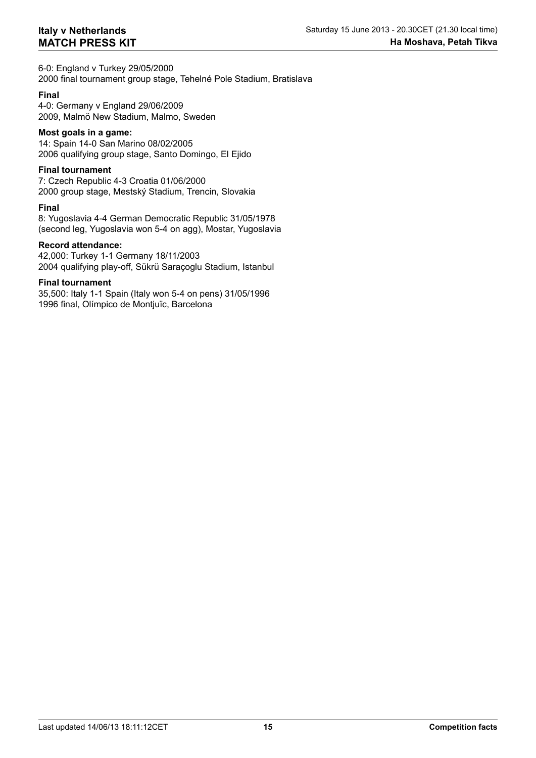6-0: England v Turkey 29/05/2000
2000 final tournament group stage, Tehelné Pole Stadium, Bratislava

**Final**

4-0: Germany v England 29/06/2009
2009, Malmö New Stadium, Malmo, Sweden

**Most goals in a game:**

14: Spain 14-0 San Marino 08/02/2005
2006 qualifying group stage, Santo Domingo, El Ejido

**Final tournament**

7: Czech Republic 4-3 Croatia 01/06/2000
2000 group stage, Mestský Stadium, Trencin, Slovakia

**Final**

8: Yugoslavia 4-4 German Democratic Republic 31/05/1978
(second leg, Yugoslavia won 5-4 on agg), Mostar, Yugoslavia

**Record attendance:**

42,000: Turkey 1-1 Germany 18/11/2003
2004 qualifying play-off, Sükrü Saraçoglu Stadium, Istanbul

**Final tournament**

35,500: Italy 1-1 Spain (Italy won 5-4 on pens) 31/05/1996
1996 final, Olímpico de Montjuïc, Barcelona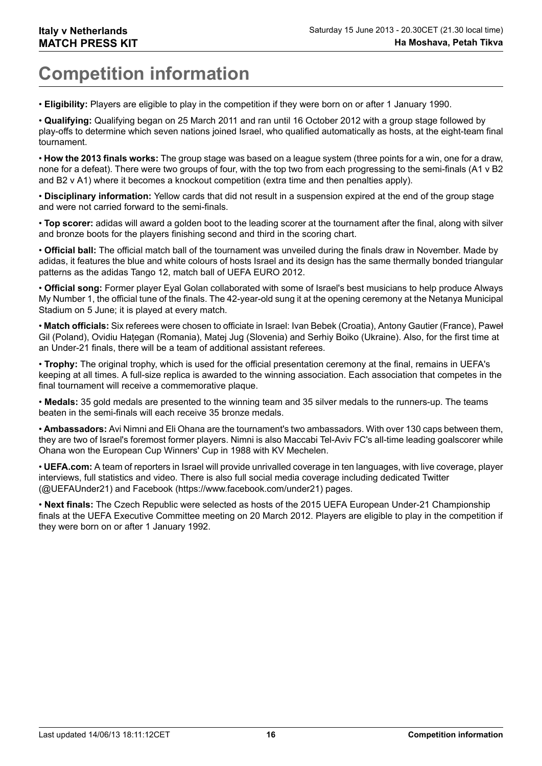# Competition information

- **Eligibility:** Players are eligible to play in the competition if they were born on or after 1 January 1990.

- **Qualifying:** Qualifying began on 25 March 2011 and ran until 16 October 2012 with a group stage followed by play-offs to determine which seven nations joined Israel, who qualified automatically as hosts, at the eight-team final tournament.

- **How the 2013 finals works:** The group stage was based on a league system (three points for a win, one for a draw, none for a defeat). There were two groups of four, with the top two from each progressing to the semi-finals (A1 v B2 and B2 v A1) where it becomes a knockout competition (extra time and then penalties apply).

- **Disciplinary information:** Yellow cards that did not result in a suspension expired at the end of the group stage and were not carried forward to the semi-finals.

- **Top scorer:** adidas will award a golden boot to the leading scorer at the tournament after the final, along with silver and bronze boots for the players finishing second and third in the scoring chart.

- **Official ball:** The official match ball of the tournament was unveiled during the finals draw in November. Made by adidas, it features the blue and white colours of hosts Israel and its design has the same thermally bonded triangular patterns as the adidas Tango 12, match ball of UEFA EURO 2012.

- **Official song:** Former player Eyal Golan collaborated with some of Israel's best musicians to help produce Always My Number 1, the official tune of the finals. The 42-year-old sung it at the opening ceremony at the Netanya Municipal Stadium on 5 June; it is played at every match.

- **Match officials:** Six referees were chosen to officiate in Israel: Ivan Bebek (Croatia), Antony Gautier (France), Paweł Gil (Poland), Ovidiu Hațegan (Romania), Matej Jug (Slovenia) and Serhiy Boiko (Ukraine). Also, for the first time at an Under-21 finals, there will be a team of additional assistant referees.

- **Trophy:** The original trophy, which is used for the official presentation ceremony at the final, remains in UEFA's keeping at all times. A full-size replica is awarded to the winning association. Each association that competes in the final tournament will receive a commemorative plaque.

- **Medals:** 35 gold medals are presented to the winning team and 35 silver medals to the runners-up. The teams beaten in the semi-finals will each receive 35 bronze medals.

- **Ambassadors:** Avi Nimni and Eli Ohana are the tournament's two ambassadors. With over 130 caps between them, they are two of Israel's foremost former players. Nimni is also Maccabi Tel-Aviv FC's all-time leading goalscorer while Ohana won the European Cup Winners' Cup in 1988 with KV Mechelen.

- **UEFA.com:** A team of reporters in Israel will provide unrivalled coverage in ten languages, with live coverage, player interviews, full statistics and video. There is also full social media coverage including dedicated Twitter (@UEFAUnder21) and Facebook (https://www.facebook.com/under21) pages.

- **Next finals:** The Czech Republic were selected as hosts of the 2015 UEFA European Under-21 Championship finals at the UEFA Executive Committee meeting on 20 March 2012. Players are eligible to play in the competition if they were born on or after 1 January 1992.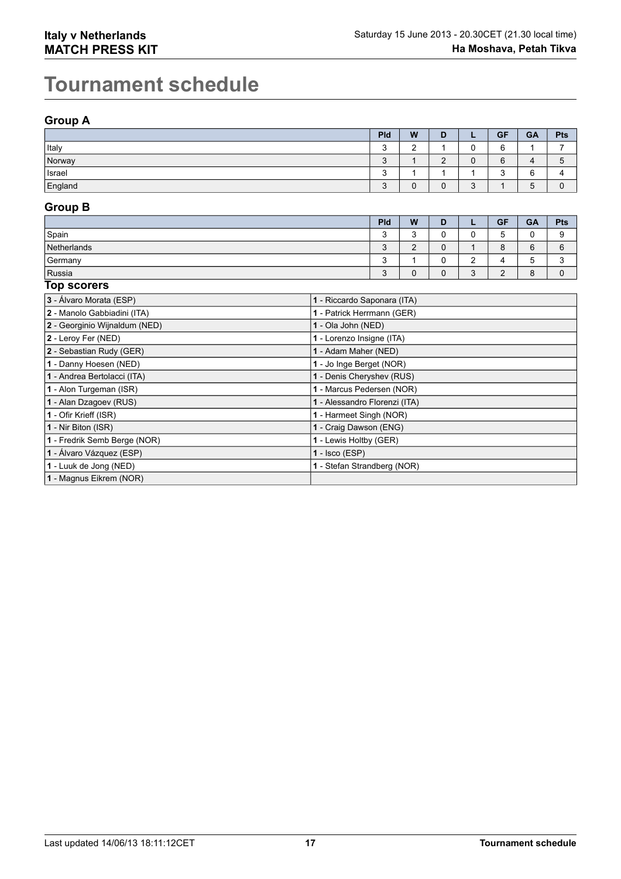# Tournament schedule

## Group A

| | Pld | W | D | L | GF | GA | Pts |
|---|---|---|---|---|---|---|---|
| Italy | 3 | 2 | 1 | 0 | 6 | 1 | 7 |
| Norway | 3 | 1 | 2 | 0 | 6 | 4 | 5 |
| Israel | 3 | 1 | 1 | 1 | 3 | 6 | 4 |
| England | 3 | 0 | 0 | 3 | 1 | 5 | 0 |

## Group B

| | Pld | W | D | L | GF | GA | Pts |
|---|---|---|---|---|---|---|---|
| Spain | 3 | 3 | 0 | 0 | 5 | 0 | 9 |
| Netherlands | 3 | 2 | 0 | 1 | 8 | 6 | 6 |
| Germany | 3 | 1 | 0 | 2 | 4 | 5 | 3 |
| Russia | 3 | 0 | 0 | 3 | 2 | 8 | 0 |

## Top scorers

| | |
|---|---|
| **3** - Álvaro Morata (ESP) | **1** - Riccardo Saponara (ITA) |
| **2** - Manolo Gabbiadini (ITA) | **1** - Patrick Herrmann (GER) |
| **2** - Georginio Wijnaldum (NED) | **1** - Ola John (NED) |
| **2** - Leroy Fer (NED) | **1** - Lorenzo Insigne (ITA) |
| **2** - Sebastian Rudy (GER) | **1** - Adam Maher (NED) |
| **1** - Danny Hoesen (NED) | **1** - Jo Inge Berget (NOR) |
| **1** - Andrea Bertolacci (ITA) | **1** - Denis Cheryshev (RUS) |
| **1** - Alon Turgeman (ISR) | **1** - Marcus Pedersen (NOR) |
| **1** - Alan Dzagoev (RUS) | **1** - Alessandro Florenzi (ITA) |
| **1** - Ofir Krieff (ISR) | **1** - Harmeet Singh (NOR) |
| **1** - Nir Biton (ISR) | **1** - Craig Dawson (ENG) |
| **1** - Fredrik Semb Berge (NOR) | **1** - Lewis Holtby (GER) |
| **1** - Álvaro Vázquez (ESP) | **1** - Isco (ESP) |
| **1** - Luuk de Jong (NED) | **1** - Stefan Strandberg (NOR) |
| **1** - Magnus Eikrem (NOR) | |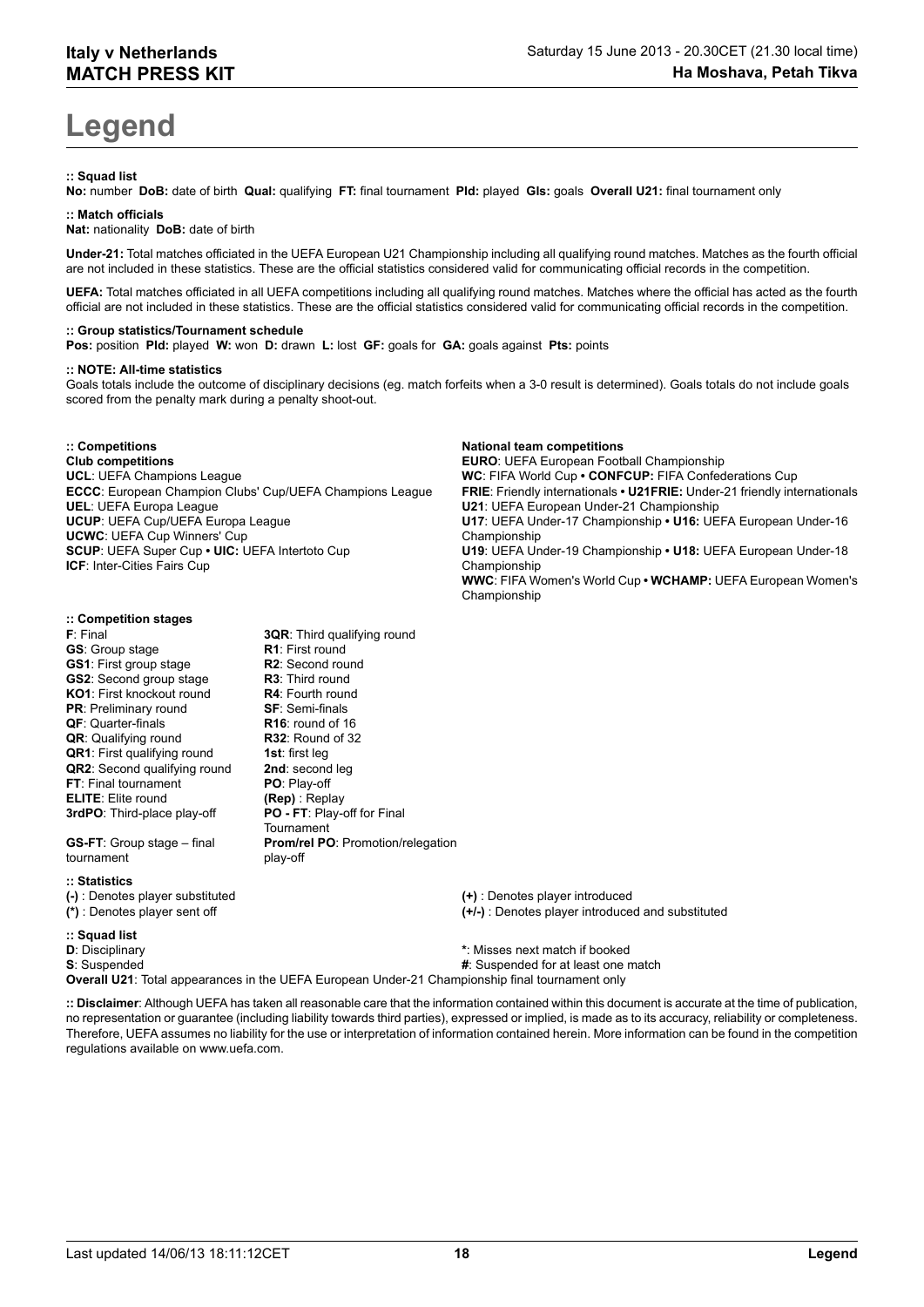# Legend

**:: Squad list**
**No:** number **DoB:** date of birth **Qual:** qualifying **FT:** final tournament **Pld:** played **Gls:** goals **Overall U21:** final tournament only

**:: Match officials**
**Nat:** nationality **DoB:** date of birth

**Under-21:** Total matches officiated in the UEFA European U21 Championship including all qualifying round matches. Matches as the fourth official are not included in these statistics. These are the official statistics considered valid for communicating official records in the competition.

**UEFA:** Total matches officiated in all UEFA competitions including all qualifying round matches. Matches where the official has acted as the fourth official are not included in these statistics. These are the official statistics considered valid for communicating official records in the competition.

**:: Group statistics/Tournament schedule**
**Pos:** position **Pld:** played **W:** won **D:** drawn **L:** lost **GF:** goals for **GA:** goals against **Pts:** points

**:: NOTE: All-time statistics**
Goals totals include the outcome of disciplinary decisions (eg. match forfeits when a 3-0 result is determined). Goals totals do not include goals scored from the penalty mark during a penalty shoot-out.

**:: Competitions**

**Club competitions**
**UCL**: UEFA Champions League
**ECCC**: European Champion Clubs' Cup/UEFA Champions League
**UEL**: UEFA Europa League
**UCUP**: UEFA Cup/UEFA Europa League
**UCWC**: UEFA Cup Winners' Cup
**SCUP**: UEFA Super Cup • **UIC:** UEFA Intertoto Cup
**ICF**: Inter-Cities Fairs Cup

**National team competitions**
**EURO**: UEFA European Football Championship
**WC**: FIFA World Cup • **CONFCUP:** FIFA Confederations Cup
**FRIE**: Friendly internationals • **U21FRIE:** Under-21 friendly internationals
**U21**: UEFA European Under-21 Championship
**U17**: UEFA Under-17 Championship • **U16:** UEFA European Under-16 Championship
**U19**: UEFA Under-19 Championship • **U18:** UEFA European Under-18 Championship
**WWC**: FIFA Women's World Cup • **WCHAMP:** UEFA European Women's Championship

**:: Competition stages**
**F**: Final
**GS**: Group stage
**GS1**: First group stage
**GS2**: Second group stage
**KO1**: First knockout round
**PR**: Preliminary round
**QF**: Quarter-finals
**QR**: Qualifying round
**QR1**: First qualifying round
**QR2**: Second qualifying round
**FT**: Final tournament
**ELITE**: Elite round
**3rdPO**: Third-place play-off
**GS-FT**: Group stage – final tournament
**3QR**: Third qualifying round
**R1**: First round
**R2**: Second round
**R3**: Third round
**R4**: Fourth round
**SF**: Semi-finals
**R16**: round of 16
**R32**: Round of 32
**1st**: first leg
**2nd**: second leg
**PO**: Play-off
**(Rep)** : Replay
**PO - FT**: Play-off for Final Tournament
**Prom/rel PO**: Promotion/relegation play-off

**:: Statistics**
**(-)** : Denotes player substituted
**(*)** : Denotes player sent off
**(+)** : Denotes player introduced
**(+/-)** : Denotes player introduced and substituted

**:: Squad list**
**D**: Disciplinary
**S**: Suspended
***:** Misses next match if booked
**#**: Suspended for at least one match
**Overall U21**: Total appearances in the UEFA European Under-21 Championship final tournament only

**:: Disclaimer**: Although UEFA has taken all reasonable care that the information contained within this document is accurate at the time of publication, no representation or guarantee (including liability towards third parties), expressed or implied, is made as to its accuracy, reliability or completeness. Therefore, UEFA assumes no liability for the use or interpretation of information contained herein. More information can be found in the competition regulations available on www.uefa.com.